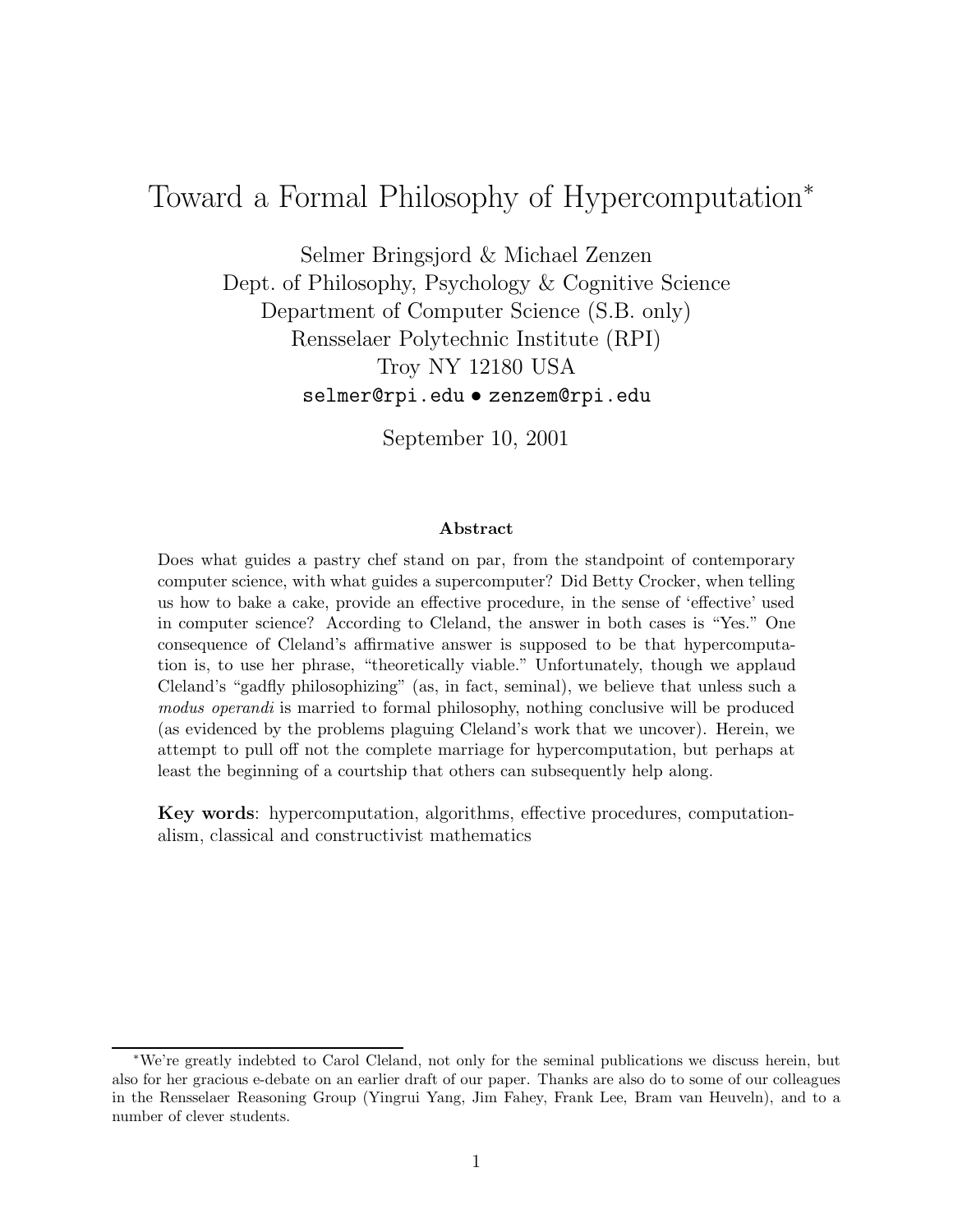# Toward a Formal Philosophy of Hypercomputation*

Selmer Bringsjord & Michael Zenzen
Dept. of Philosophy, Psychology & Cognitive Science
Department of Computer Science (S.B. only)
Rensselaer Polytechnic Institute (RPI)
Troy NY 12180 USA
selmer@rpi.edu • zenzem@rpi.edu

September 10, 2001

### Abstract

Does what guides a pastry chef stand on par, from the standpoint of contemporary computer science, with what guides a supercomputer? Did Betty Crocker, when telling us how to bake a cake, provide an effective procedure, in the sense of 'effective' used in computer science? According to Cleland, the answer in both cases is "Yes." One consequence of Cleland's affirmative answer is supposed to be that hypercomputation is, to use her phrase, "theoretically viable." Unfortunately, though we applaud Cleland's "gadfly philosophizing" (as, in fact, seminal), we believe that unless such a *modus operandi* is married to formal philosophy, nothing conclusive will be produced (as evidenced by the problems plaguing Cleland's work that we uncover). Herein, we attempt to pull off not the complete marriage for hypercomputation, but perhaps at least the beginning of a courtship that others can subsequently help along.

**Key words**: hypercomputation, algorithms, effective procedures, computationalism, classical and constructivist mathematics

---

*We're greatly indebted to Carol Cleland, not only for the seminal publications we discuss herein, but also for her gracious e-debate on an earlier draft of our paper. Thanks are also do to some of our colleagues in the Rensselaer Reasoning Group (Yingrui Yang, Jim Fahey, Frank Lee, Bram van Heuveln), and to a number of clever students.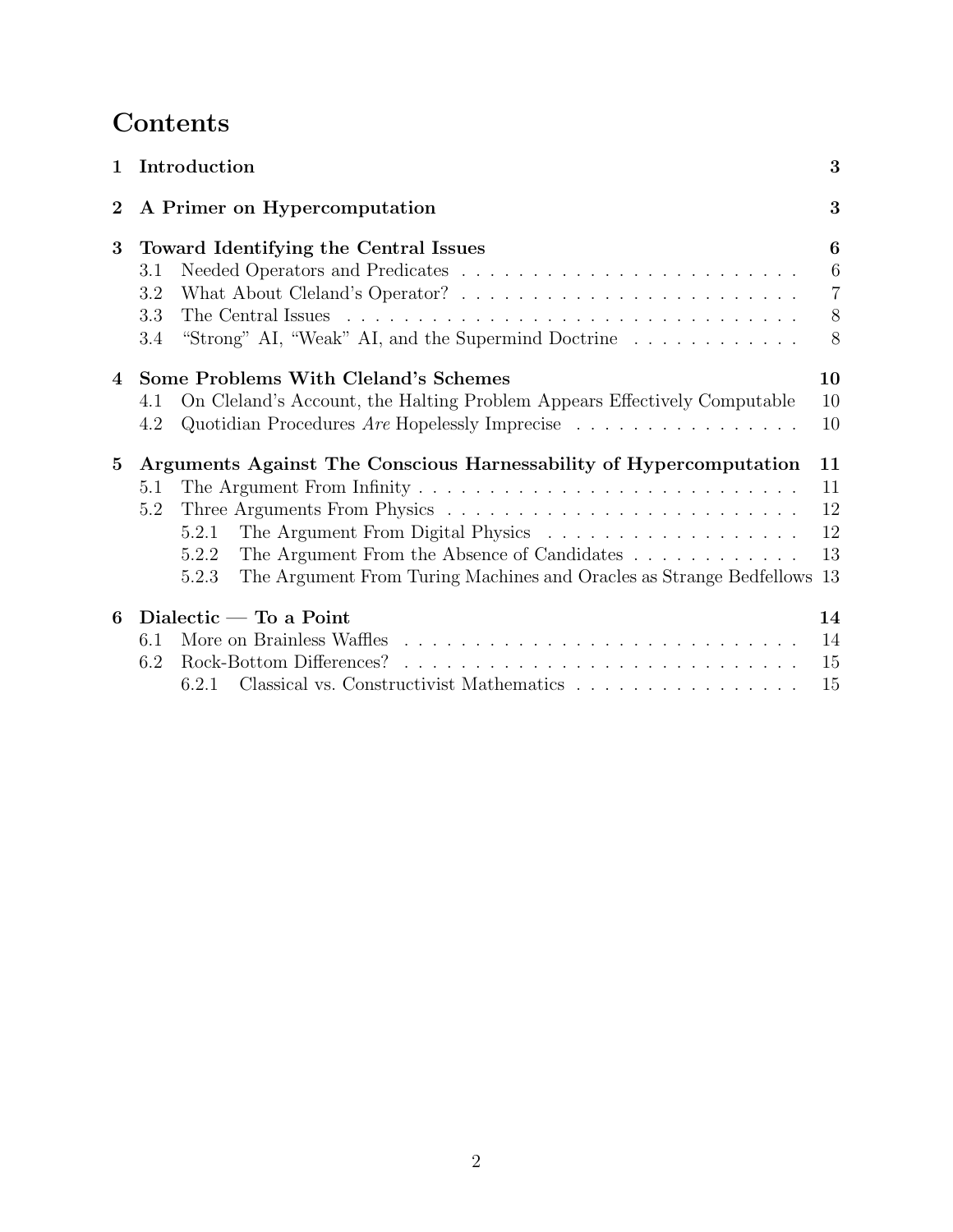# Contents

**1 Introduction** **3**

**2 A Primer on Hypercomputation** **3**

**3 Toward Identifying the Central Issues** **6**
- 3.1 Needed Operators and Predicates . . . . . . . . . . . . . . . . . . . . . . . . . 6
- 3.2 What About Cleland's Operator? . . . . . . . . . . . . . . . . . . . . . . . . . 7
- 3.3 The Central Issues . . . . . . . . . . . . . . . . . . . . . . . . . . . . . . . . . 8
- 3.4 "Strong" AI, "Weak" AI, and the Supermind Doctrine . . . . . . . . . . . . 8

**4 Some Problems With Cleland's Schemes** **10**
- 4.1 On Cleland's Account, the Halting Problem Appears Effectively Computable 10
- 4.2 Quotidian Procedures *Are* Hopelessly Imprecise . . . . . . . . . . . . . . . . 10

**5 Arguments Against The Conscious Harnessability of Hypercomputation** **11**
- 5.1 The Argument From Infinity . . . . . . . . . . . . . . . . . . . . . . . . . . . 11
- 5.2 Three Arguments From Physics . . . . . . . . . . . . . . . . . . . . . . . . . 12
  - 5.2.1 The Argument From Digital Physics . . . . . . . . . . . . . . . . . . 12
  - 5.2.2 The Argument From the Absence of Candidates . . . . . . . . . . . . 13
  - 5.2.3 The Argument From Turing Machines and Oracles as Strange Bedfellows 13

**6 Dialectic — To a Point** **14**
- 6.1 More on Brainless Waffles . . . . . . . . . . . . . . . . . . . . . . . . . . . . 14
- 6.2 Rock-Bottom Differences? . . . . . . . . . . . . . . . . . . . . . . . . . . . . 15
  - 6.2.1 Classical vs. Constructivist Mathematics . . . . . . . . . . . . . . . . 15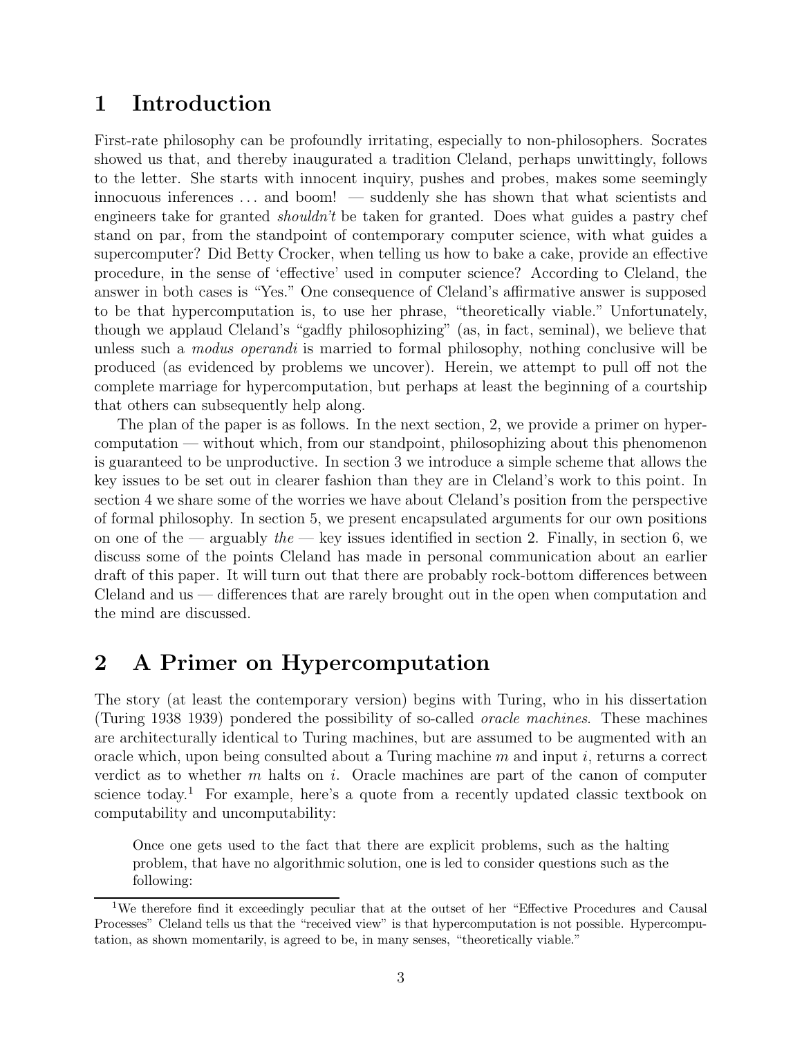# 1 Introduction

First-rate philosophy can be profoundly irritating, especially to non-philosophers. Socrates showed us that, and thereby inaugurated a tradition Cleland, perhaps unwittingly, follows to the letter. She starts with innocent inquiry, pushes and probes, makes some seemingly innocuous inferences ... and boom! — suddenly she has shown that what scientists and engineers take for granted *shouldn't* be taken for granted. Does what guides a pastry chef stand on par, from the standpoint of contemporary computer science, with what guides a supercomputer? Did Betty Crocker, when telling us how to bake a cake, provide an effective procedure, in the sense of 'effective' used in computer science? According to Cleland, the answer in both cases is "Yes." One consequence of Cleland's affirmative answer is supposed to be that hypercomputation is, to use her phrase, "theoretically viable." Unfortunately, though we applaud Cleland's "gadfly philosophizing" (as, in fact, seminal), we believe that unless such a *modus operandi* is married to formal philosophy, nothing conclusive will be produced (as evidenced by problems we uncover). Herein, we attempt to pull off not the complete marriage for hypercomputation, but perhaps at least the beginning of a courtship that others can subsequently help along.

The plan of the paper is as follows. In the next section, 2, we provide a primer on hypercomputation — without which, from our standpoint, philosophizing about this phenomenon is guaranteed to be unproductive. In section 3 we introduce a simple scheme that allows the key issues to be set out in clearer fashion than they are in Cleland's work to this point. In section 4 we share some of the worries we have about Cleland's position from the perspective of formal philosophy. In section 5, we present encapsulated arguments for our own positions on one of the — arguably *the* — key issues identified in section 2. Finally, in section 6, we discuss some of the points Cleland has made in personal communication about an earlier draft of this paper. It will turn out that there are probably rock-bottom differences between Cleland and us — differences that are rarely brought out in the open when computation and the mind are discussed.

# 2 A Primer on Hypercomputation

The story (at least the contemporary version) begins with Turing, who in his dissertation (Turing 1938 1939) pondered the possibility of so-called *oracle machines*. These machines are architecturally identical to Turing machines, but are assumed to be augmented with an oracle which, upon being consulted about a Turing machine $m$ and input $i$, returns a correct verdict as to whether $m$ halts on $i$. Oracle machines are part of the canon of computer science today.[1] For example, here's a quote from a recently updated classic textbook on computability and uncomputability:

> Once one gets used to the fact that there are explicit problems, such as the halting problem, that have no algorithmic solution, one is led to consider questions such as the following:

[1] We therefore find it exceedingly peculiar that at the outset of her "Effective Procedures and Causal Processes" Cleland tells us that the "received view" is that hypercomputation is not possible. Hypercomputation, as shown momentarily, is agreed to be, in many senses, "theoretically viable."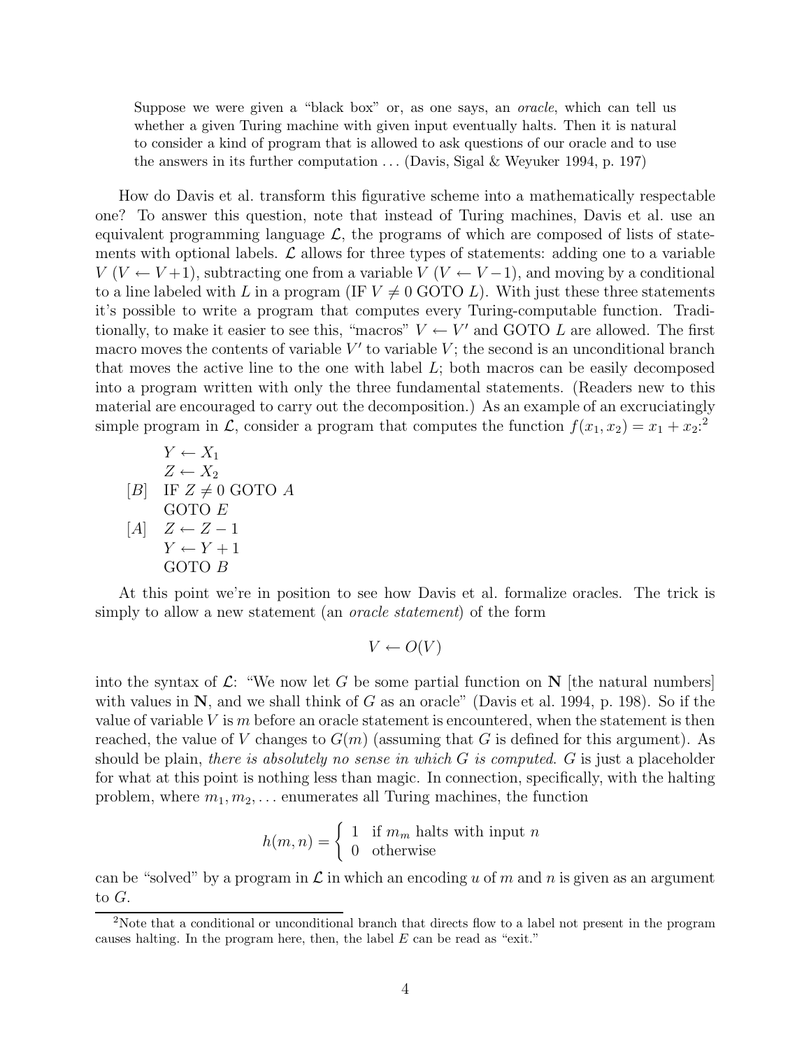> Suppose we were given a "black box" or, as one says, an *oracle*, which can tell us whether a given Turing machine with given input eventually halts. Then it is natural to consider a kind of program that is allowed to ask questions of our oracle and to use the answers in its further computation ... (Davis, Sigal & Weyuker 1994, p. 197)

How do Davis et al. transform this figurative scheme into a mathematically respectable one? To answer this question, note that instead of Turing machines, Davis et al. use an equivalent programming language $\mathcal{L}$, the programs of which are composed of lists of statements with optional labels. $\mathcal{L}$ allows for three types of statements: adding one to a variable $V$ ($V \leftarrow V+1$), subtracting one from a variable $V$ ($V \leftarrow V-1$), and moving by a conditional to a line labeled with $L$ in a program (IF $V \neq 0$ GOTO $L$). With just these three statements it's possible to write a program that computes every Turing-computable function. Traditionally, to make it easier to see this, "macros" $V \leftarrow V'$ and GOTO $L$ are allowed. The first macro moves the contents of variable $V'$ to variable $V$; the second is an unconditional branch that moves the active line to the one with label $L$; both macros can be easily decomposed into a program written with only the three fundamental statements. (Readers new to this material are encouraged to carry out the decomposition.) As an example of an excruciatingly simple program in $\mathcal{L}$, consider a program that computes the function $f(x_1, x_2) = x_1 + x_2$:[2]

```
     Y ← X1
     Z ← X2
[B]  IF Z ≠ 0 GOTO A
     GOTO E
[A]  Z ← Z − 1
     Y ← Y + 1
     GOTO B
```

At this point we're in position to see how Davis et al. formalize oracles. The trick is simply to allow a new statement (an *oracle statement*) of the form

$$V \leftarrow O(V)$$

into the syntax of $\mathcal{L}$: "We now let $G$ be some partial function on $\mathbf{N}$ [the natural numbers] with values in $\mathbf{N}$, and we shall think of $G$ as an oracle" (Davis et al. 1994, p. 198). So if the value of variable $V$ is $m$ before an oracle statement is encountered, when the statement is then reached, the value of $V$ changes to $G(m)$ (assuming that $G$ is defined for this argument). As should be plain, *there is absolutely no sense in which $G$ is computed.* $G$ is just a placeholder for what at this point is nothing less than magic. In connection, specifically, with the halting problem, where $m_1, m_2, \ldots$ enumerates all Turing machines, the function

$$h(m, n) = \begin{cases} 1 & \text{if } m_m \text{ halts with input } n \\ 0 & \text{otherwise} \end{cases}$$

can be "solved" by a program in $\mathcal{L}$ in which an encoding $u$ of $m$ and $n$ is given as an argument to $G$.

---

[2] Note that a conditional or unconditional branch that directs flow to a label not present in the program causes halting. In the program here, then, the label $E$ can be read as "exit."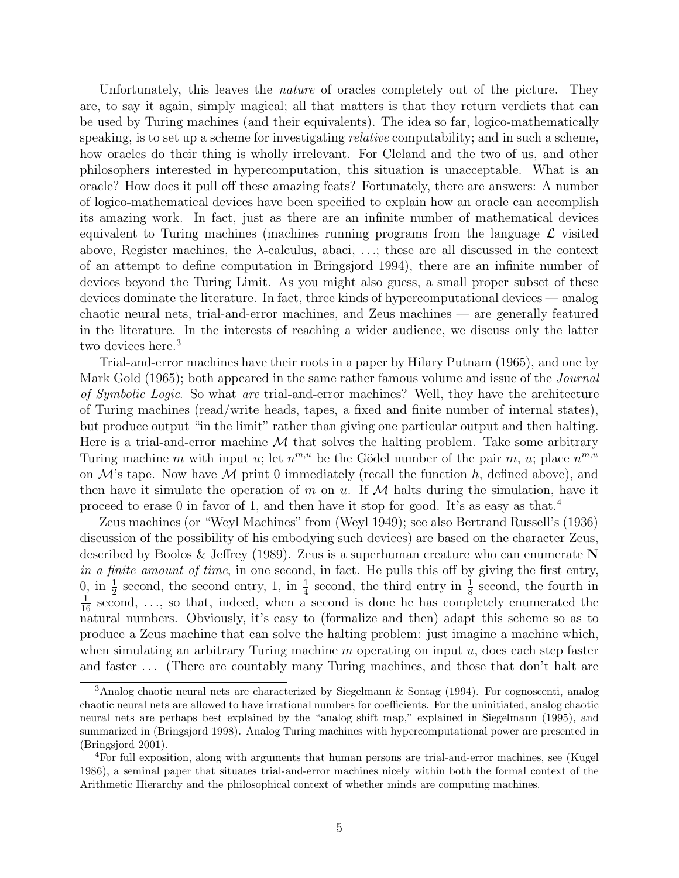Unfortunately, this leaves the *nature* of oracles completely out of the picture. They are, to say it again, simply magical; all that matters is that they return verdicts that can be used by Turing machines (and their equivalents). The idea so far, logico-mathematically speaking, is to set up a scheme for investigating *relative* computability; and in such a scheme, how oracles do their thing is wholly irrelevant. For Cleland and the two of us, and other philosophers interested in hypercomputation, this situation is unacceptable. What is an oracle? How does it pull off these amazing feats? Fortunately, there are answers: A number of logico-mathematical devices have been specified to explain how an oracle can accomplish its amazing work. In fact, just as there are an infinite number of mathematical devices equivalent to Turing machines (machines running programs from the language $\mathcal{L}$ visited above, Register machines, the $\lambda$-calculus, abaci, ...; these are all discussed in the context of an attempt to define computation in Bringsjord 1994), there are an infinite number of devices beyond the Turing Limit. As you might also guess, a small proper subset of these devices dominate the literature. In fact, three kinds of hypercomputational devices — analog chaotic neural nets, trial-and-error machines, and Zeus machines — are generally featured in the literature. In the interests of reaching a wider audience, we discuss only the latter two devices here.[3]

Trial-and-error machines have their roots in a paper by Hilary Putnam (1965), and one by Mark Gold (1965); both appeared in the same rather famous volume and issue of the *Journal of Symbolic Logic*. So what *are* trial-and-error machines? Well, they have the architecture of Turing machines (read/write heads, tapes, a fixed and finite number of internal states), but produce output "in the limit" rather than giving one particular output and then halting. Here is a trial-and-error machine $\mathcal{M}$ that solves the halting problem. Take some arbitrary Turing machine $m$ with input $u$; let $n^{m,u}$ be the Gödel number of the pair $m$, $u$; place $n^{m,u}$ on $\mathcal{M}$'s tape. Now have $\mathcal{M}$ print 0 immediately (recall the function $h$, defined above), and then have it simulate the operation of $m$ on $u$. If $\mathcal{M}$ halts during the simulation, have it proceed to erase 0 in favor of 1, and then have it stop for good. It's as easy as that.[4]

Zeus machines (or "Weyl Machines" from (Weyl 1949); see also Bertrand Russell's (1936) discussion of the possibility of his embodying such devices) are based on the character Zeus, described by Boolos & Jeffrey (1989). Zeus is a superhuman creature who can enumerate $\mathbf{N}$ *in a finite amount of time*, in one second, in fact. He pulls this off by giving the first entry, 0, in $\frac{1}{2}$ second, the second entry, 1, in $\frac{1}{4}$ second, the third entry in $\frac{1}{8}$ second, the fourth in $\frac{1}{16}$ second, ..., so that, indeed, when a second is done he has completely enumerated the natural numbers. Obviously, it's easy to (formalize and then) adapt this scheme so as to produce a Zeus machine that can solve the halting problem: just imagine a machine which, when simulating an arbitrary Turing machine $m$ operating on input $u$, does each step faster and faster ... (There are countably many Turing machines, and those that don't halt are

---

[3] Analog chaotic neural nets are characterized by Siegelmann & Sontag (1994). For cognoscenti, analog chaotic neural nets are allowed to have irrational numbers for coefficients. For the uninitiated, analog chaotic neural nets are perhaps best explained by the "analog shift map," explained in Siegelmann (1995), and summarized in (Bringsjord 1998). Analog Turing machines with hypercomputational power are presented in (Bringsjord 2001).

[4] For full exposition, along with arguments that human persons are trial-and-error machines, see (Kugel 1986), a seminal paper that situates trial-and-error machines nicely within both the formal context of the Arithmetic Hierarchy and the philosophical context of whether minds are computing machines.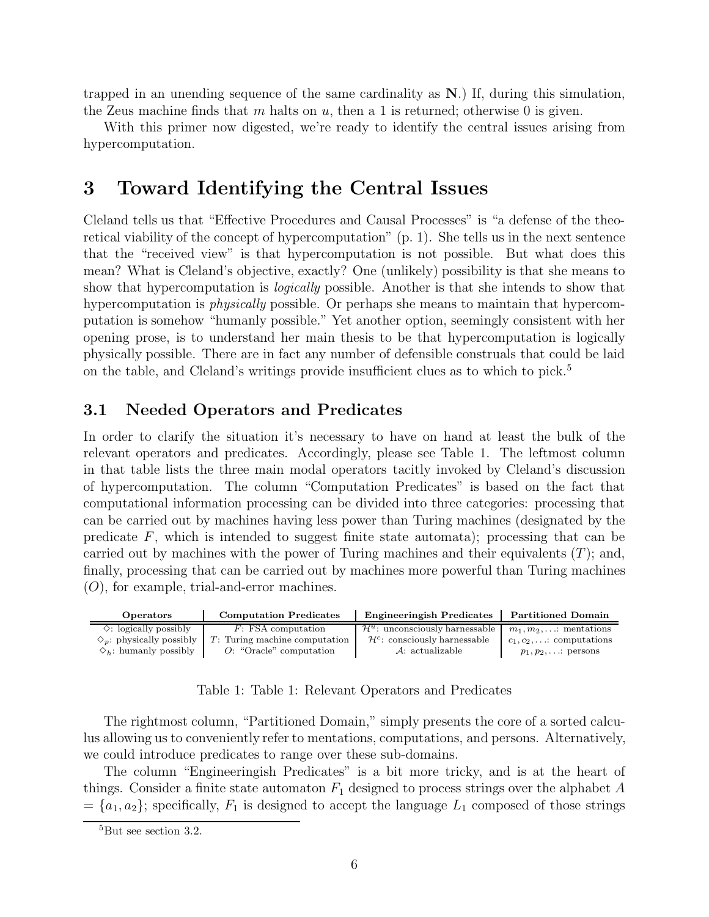trapped in an unending sequence of the same cardinality as **N**.) If, during this simulation, the Zeus machine finds that $m$ halts on $u$, then a 1 is returned; otherwise 0 is given.

With this primer now digested, we're ready to identify the central issues arising from hypercomputation.

# 3 Toward Identifying the Central Issues

Cleland tells us that "Effective Procedures and Causal Processes" is "a defense of the theoretical viability of the concept of hypercomputation" (p. 1). She tells us in the next sentence that the "received view" is that hypercomputation is not possible. But what does this mean? What is Cleland's objective, exactly? One (unlikely) possibility is that she means to show that hypercomputation is *logically* possible. Another is that she intends to show that hypercomputation is *physically* possible. Or perhaps she means to maintain that hypercomputation is somehow "humanly possible." Yet another option, seemingly consistent with her opening prose, is to understand her main thesis to be that hypercomputation is logically physically possible. There are in fact any number of defensible construals that could be laid on the table, and Cleland's writings provide insufficient clues as to which to pick.[5]

## 3.1 Needed Operators and Predicates

In order to clarify the situation it's necessary to have on hand at least the bulk of the relevant operators and predicates. Accordingly, please see Table 1. The leftmost column in that table lists the three main modal operators tacitly invoked by Cleland's discussion of hypercomputation. The column "Computation Predicates" is based on the fact that computational information processing can be divided into three categories: processing that can be carried out by machines having less power than Turing machines (designated by the predicate $F$, which is intended to suggest finite state automata); processing that can be carried out by machines with the power of Turing machines and their equivalents ($T$); and, finally, processing that can be carried out by machines more powerful than Turing machines ($O$), for example, trial-and-error machines.

| Operators | Computation Predicates | Engineeringish Predicates | Partitioned Domain |
|---|---|---|---|
| $\Diamond$: logically possibly | $F$: FSA computation | $\mathcal{H}^u$: unconsciously harnessable | $m_1, m_2, \ldots$: mentations |
| $\Diamond_p$: physically possibly | $T$: Turing machine computation | $\mathcal{H}^c$: consciously harnessable | $c_1, c_2, \ldots$: computations |
| $\Diamond_h$: humanly possibly | $O$: "Oracle" computation | $\mathcal{A}$: actualizable | $p_1, p_2, \ldots$: persons |

Table 1: Table 1: Relevant Operators and Predicates

The rightmost column, "Partitioned Domain," simply presents the core of a sorted calculus allowing us to conveniently refer to mentations, computations, and persons. Alternatively, we could introduce predicates to range over these sub-domains.

The column "Engineeringish Predicates" is a bit more tricky, and is at the heart of things. Consider a finite state automaton $F_1$ designed to process strings over the alphabet $A = \{a_1, a_2\}$; specifically, $F_1$ is designed to accept the language $L_1$ composed of those strings

[5] But see section 3.2.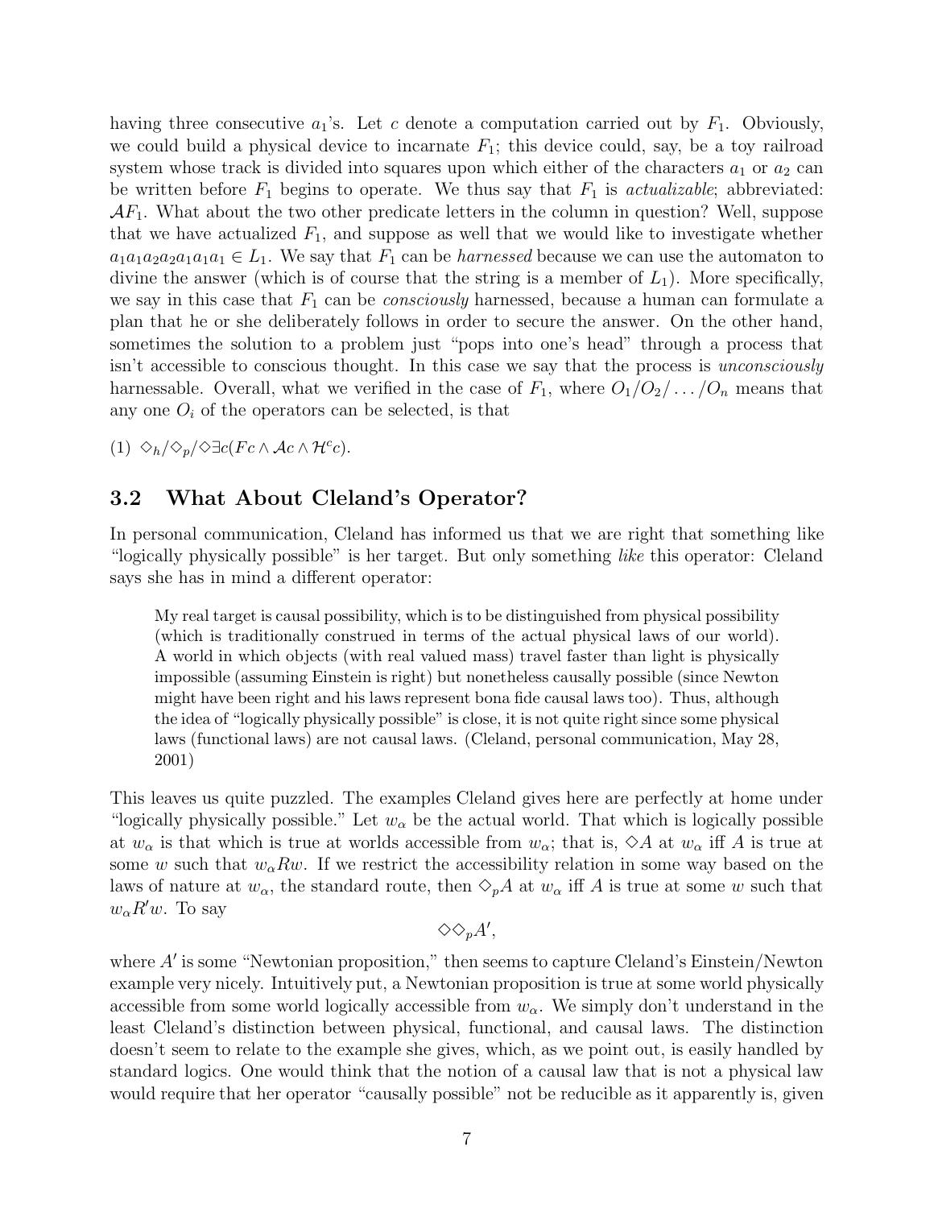having three consecutive $a_1$'s. Let $c$ denote a computation carried out by $F_1$. Obviously, we could build a physical device to incarnate $F_1$; this device could, say, be a toy railroad system whose track is divided into squares upon which either of the characters $a_1$ or $a_2$ can be written before $F_1$ begins to operate. We thus say that $F_1$ is *actualizable*; abbreviated: $\mathcal{A}F_1$. What about the two other predicate letters in the column in question? Well, suppose that we have actualized $F_1$, and suppose as well that we would like to investigate whether $a_1a_1a_2a_2a_1a_1a_1 \in L_1$. We say that $F_1$ can be *harnessed* because we can use the automaton to divine the answer (which is of course that the string is a member of $L_1$). More specifically, we say in this case that $F_1$ can be *consciously* harnessed, because a human can formulate a plan that he or she deliberately follows in order to secure the answer. On the other hand, sometimes the solution to a problem just "pops into one's head" through a process that isn't accessible to conscious thought. In this case we say that the process is *unconsciously* harnessable. Overall, what we verified in the case of $F_1$, where $O_1/O_2/\ldots/O_n$ means that any one $O_i$ of the operators can be selected, is that

(1) $\Diamond_h/\Diamond_p/\Diamond\exists c(Fc \wedge \mathcal{A}c \wedge \mathcal{H}^c c)$.

## 3.2 What About Cleland's Operator?

In personal communication, Cleland has informed us that we are right that something like "logically physically possible" is her target. But only something *like* this operator: Cleland says she has in mind a different operator:

> My real target is causal possibility, which is to be distinguished from physical possibility (which is traditionally construed in terms of the actual physical laws of our world). A world in which objects (with real valued mass) travel faster than light is physically impossible (assuming Einstein is right) but nonetheless causally possible (since Newton might have been right and his laws represent bona fide causal laws too). Thus, although the idea of "logically physically possible" is close, it is not quite right since some physical laws (functional laws) are not causal laws. (Cleland, personal communication, May 28, 2001)

This leaves us quite puzzled. The examples Cleland gives here are perfectly at home under "logically physically possible." Let $w_\alpha$ be the actual world. That which is logically possible at $w_\alpha$ is that which is true at worlds accessible from $w_\alpha$; that is, $\Diamond A$ at $w_\alpha$ iff $A$ is true at some $w$ such that $w_\alpha R w$. If we restrict the accessibility relation in some way based on the laws of nature at $w_\alpha$, the standard route, then $\Diamond_p A$ at $w_\alpha$ iff $A$ is true at some $w$ such that $w_\alpha R' w$. To say

$$\Diamond\Diamond_p A',$$

where $A'$ is some "Newtonian proposition," then seems to capture Cleland's Einstein/Newton example very nicely. Intuitively put, a Newtonian proposition is true at some world physically accessible from some world logically accessible from $w_\alpha$. We simply don't understand in the least Cleland's distinction between physical, functional, and causal laws. The distinction doesn't seem to relate to the example she gives, which, as we point out, is easily handled by standard logics. One would think that the notion of a causal law that is not a physical law would require that her operator "causally possible" not be reducible as it apparently is, given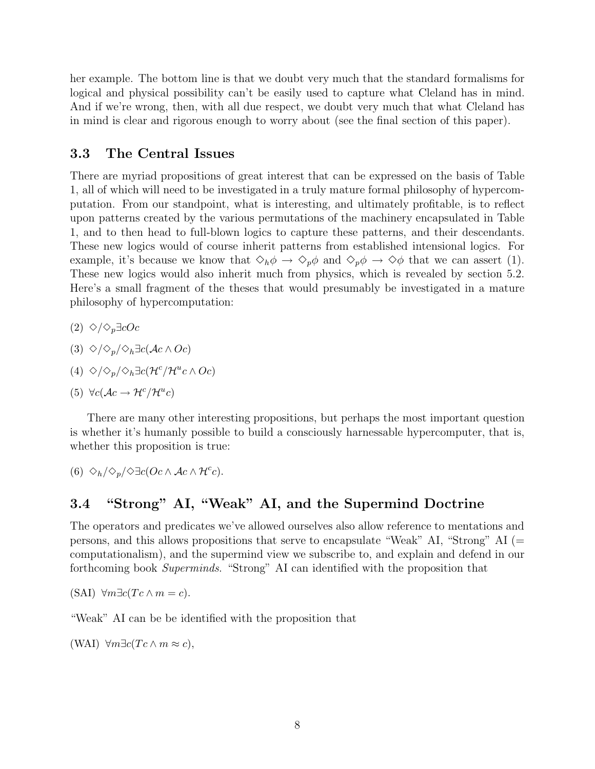her example. The bottom line is that we doubt very much that the standard formalisms for logical and physical possibility can't be easily used to capture what Cleland has in mind. And if we're wrong, then, with all due respect, we doubt very much that what Cleland has in mind is clear and rigorous enough to worry about (see the final section of this paper).

### 3.3 The Central Issues

There are myriad propositions of great interest that can be expressed on the basis of Table 1, all of which will need to be investigated in a truly mature formal philosophy of hypercomputation. From our standpoint, what is interesting, and ultimately profitable, is to reflect upon patterns created by the various permutations of the machinery encapsulated in Table 1, and to then head to full-blown logics to capture these patterns, and their descendants. These new logics would of course inherit patterns from established intensional logics. For example, it's because we know that $\Diamond_h \phi \rightarrow \Diamond_p \phi$ and $\Diamond_p \phi \rightarrow \Diamond \phi$ that we can assert (1). These new logics would also inherit much from physics, which is revealed by section 5.2. Here's a small fragment of the theses that would presumably be investigated in a mature philosophy of hypercomputation:

(2) $\Diamond / \Diamond_p \exists c O c$

(3) $\Diamond / \Diamond_p / \Diamond_h \exists c (\mathcal{A} c \wedge O c)$

(4) $\Diamond / \Diamond_p / \Diamond_h \exists c (\mathcal{H}^c / \mathcal{H}^u c \wedge O c)$

(5) $\forall c (\mathcal{A} c \rightarrow \mathcal{H}^c / \mathcal{H}^u c)$

There are many other interesting propositions, but perhaps the most important question is whether it's humanly possible to build a consciously harnessable hypercomputer, that is, whether this proposition is true:

(6) $\Diamond_h / \Diamond_p / \Diamond \exists c (O c \wedge \mathcal{A} c \wedge \mathcal{H}^c c)$.

### 3.4 "Strong" AI, "Weak" AI, and the Supermind Doctrine

The operators and predicates we've allowed ourselves also allow reference to mentations and persons, and this allows propositions that serve to encapsulate "Weak" AI, "Strong" AI (= computationalism), and the supermind view we subscribe to, and explain and defend in our forthcoming book *Superminds*. "Strong" AI can identified with the proposition that

(SAI) $\forall m \exists c (T c \wedge m = c)$.

"Weak" AI can be be identified with the proposition that

(WAI) $\forall m \exists c (T c \wedge m \approx c)$,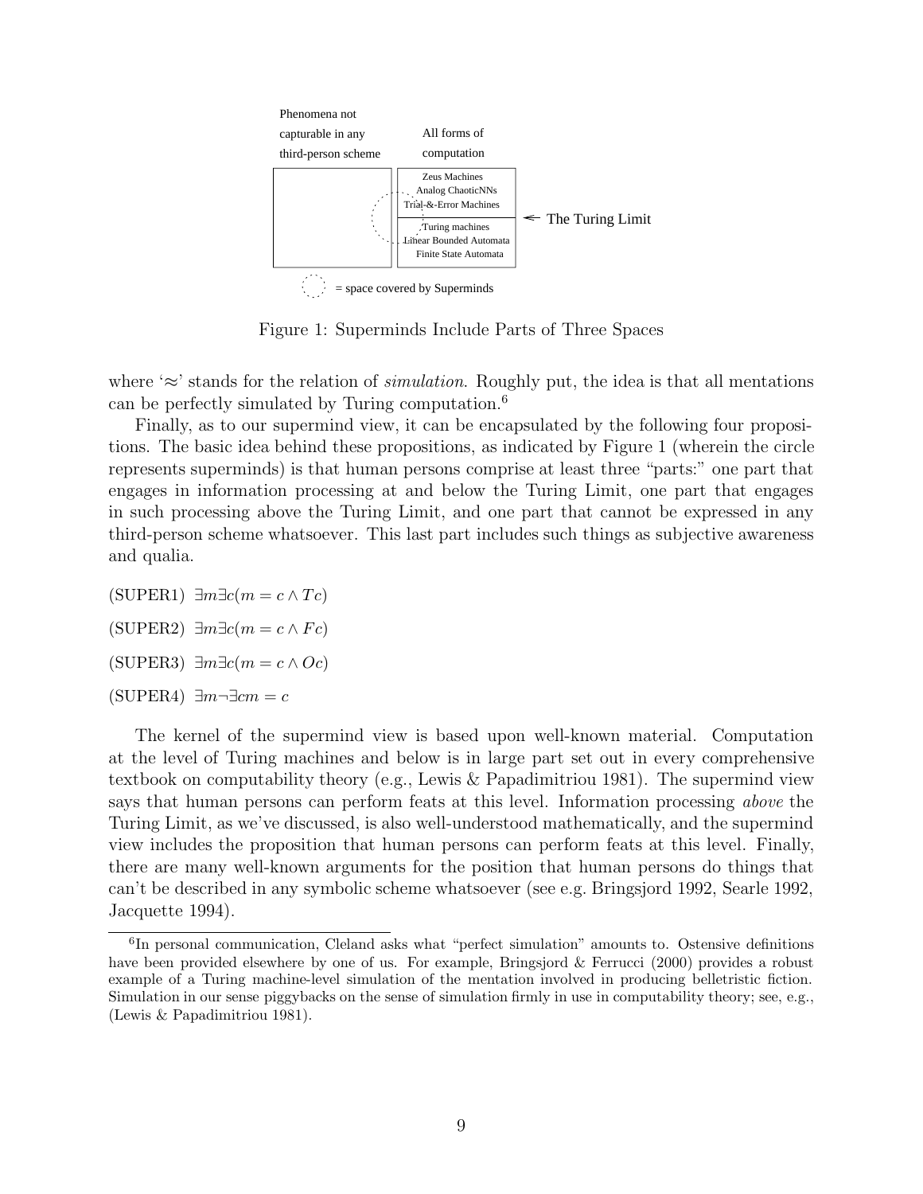Figure 1: Superminds Include Parts of Three Spaces

where '≈' stands for the relation of *simulation*. Roughly put, the idea is that all mentations can be perfectly simulated by Turing computation.[6]

Finally, as to our supermind view, it can be encapsulated by the following four propositions. The basic idea behind these propositions, as indicated by Figure 1 (wherein the circle represents superminds) is that human persons comprise at least three "parts:" one part that engages in information processing at and below the Turing Limit, one part that engages in such processing above the Turing Limit, and one part that cannot be expressed in any third-person scheme whatsoever. This last part includes such things as subjective awareness and qualia.

(SUPER1) $\exists m \exists c(m = c \wedge Tc)$

(SUPER2) $\exists m \exists c(m = c \wedge Fc)$

(SUPER3) $\exists m \exists c(m = c \wedge Oc)$

(SUPER4) $\exists m \neg \exists c m = c$

The kernel of the supermind view is based upon well-known material. Computation at the level of Turing machines and below is in large part set out in every comprehensive textbook on computability theory (e.g., Lewis & Papadimitriou 1981). The supermind view says that human persons can perform feats at this level. Information processing *above* the Turing Limit, as we've discussed, is also well-understood mathematically, and the supermind view includes the proposition that human persons can perform feats at this level. Finally, there are many well-known arguments for the position that human persons do things that can't be described in any symbolic scheme whatsoever (see e.g. Bringsjord 1992, Searle 1992, Jacquette 1994).

[6]In personal communication, Cleland asks what "perfect simulation" amounts to. Ostensive definitions have been provided elsewhere by one of us. For example, Bringsjord & Ferrucci (2000) provides a robust example of a Turing machine-level simulation of the mentation involved in producing belletristic fiction. Simulation in our sense piggybacks on the sense of simulation firmly in use in computability theory; see, e.g., (Lewis & Papadimitriou 1981).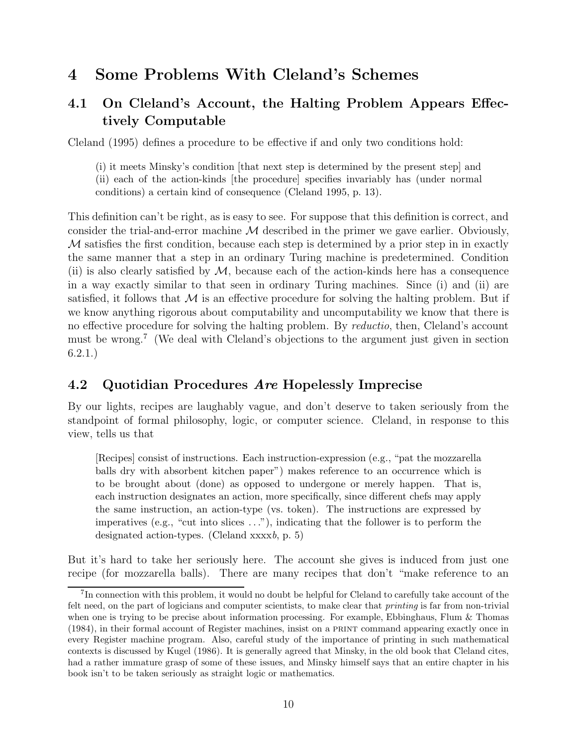# 4 Some Problems With Cleland's Schemes

## 4.1 On Cleland's Account, the Halting Problem Appears Effectively Computable

Cleland (1995) defines a procedure to be effective if and only two conditions hold:

> (i) it meets Minsky's condition [that next step is determined by the present step] and
> (ii) each of the action-kinds [the procedure] specifies invariably has (under normal conditions) a certain kind of consequence (Cleland 1995, p. 13).

This definition can't be right, as is easy to see. For suppose that this definition is correct, and consider the trial-and-error machine $\mathcal{M}$ described in the primer we gave earlier. Obviously, $\mathcal{M}$ satisfies the first condition, because each step is determined by a prior step in in exactly the same manner that a step in an ordinary Turing machine is predetermined. Condition (ii) is also clearly satisfied by $\mathcal{M}$, because each of the action-kinds here has a consequence in a way exactly similar to that seen in ordinary Turing machines. Since (i) and (ii) are satisfied, it follows that $\mathcal{M}$ is an effective procedure for solving the halting problem. But if we know anything rigorous about computability and uncomputability we know that there is no effective procedure for solving the halting problem. By *reductio*, then, Cleland's account must be wrong.[7] (We deal with Cleland's objections to the argument just given in section 6.2.1.)

## 4.2 Quotidian Procedures *Are* Hopelessly Imprecise

By our lights, recipes are laughably vague, and don't deserve to taken seriously from the standpoint of formal philosophy, logic, or computer science. Cleland, in response to this view, tells us that

> [Recipes] consist of instructions. Each instruction-expression (e.g., "pat the mozzarella balls dry with absorbent kitchen paper") makes reference to an occurrence which is to be brought about (done) as opposed to undergone or merely happen. That is, each instruction designates an action, more specifically, since different chefs may apply the same instruction, an action-type (vs. token). The instructions are expressed by imperatives (e.g., "cut into slices ..."), indicating that the follower is to perform the designated action-types. (Cleland xxxx*b*, p. 5)

But it's hard to take her seriously here. The account she gives is induced from just one recipe (for mozzarella balls). There are many recipes that don't "make reference to an

[7] In connection with this problem, it would no doubt be helpful for Cleland to carefully take account of the felt need, on the part of logicians and computer scientists, to make clear that *printing* is far from non-trivial when one is trying to be precise about information processing. For example, Ebbinghaus, Flum & Thomas (1984), in their formal account of Register machines, insist on a PRINT command appearing exactly once in every Register machine program. Also, careful study of the importance of printing in such mathematical contexts is discussed by Kugel (1986). It is generally agreed that Minsky, in the old book that Cleland cites, had a rather immature grasp of some of these issues, and Minsky himself says that an entire chapter in his book isn't to be taken seriously as straight logic or mathematics.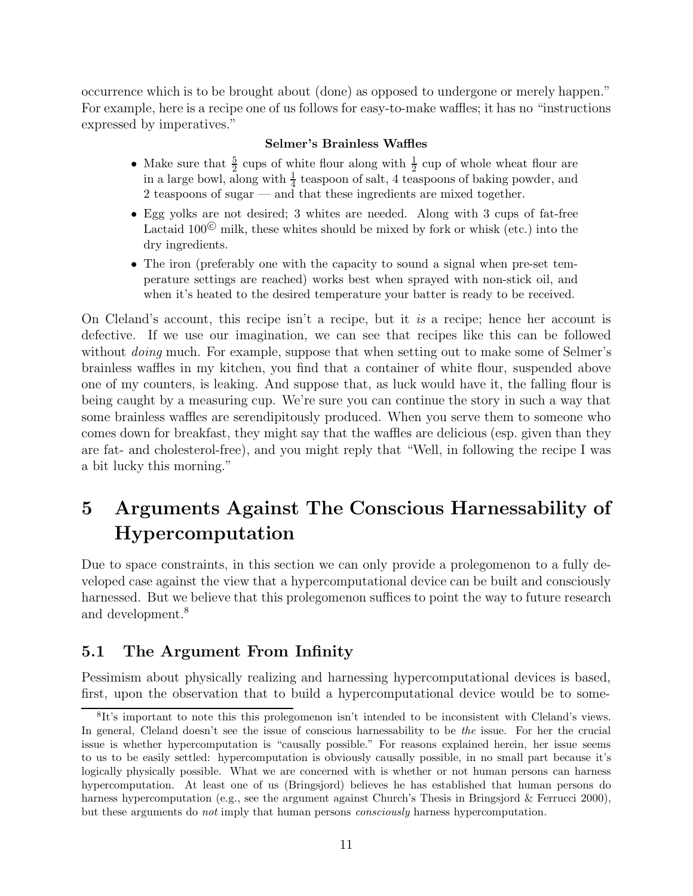occurrence which is to be brought about (done) as opposed to undergone or merely happen." For example, here is a recipe one of us follows for easy-to-make waffles; it has no "instructions expressed by imperatives."

**Selmer's Brainless Waffles**

- Make sure that $\frac{5}{2}$ cups of white flour along with $\frac{1}{2}$ cup of whole wheat flour are in a large bowl, along with $\frac{1}{4}$ teaspoon of salt, 4 teaspoons of baking powder, and 2 teaspoons of sugar — and that these ingredients are mixed together.
- Egg yolks are not desired; 3 whites are needed. Along with 3 cups of fat-free Lactaid 100© milk, these whites should be mixed by fork or whisk (etc.) into the dry ingredients.
- The iron (preferably one with the capacity to sound a signal when pre-set temperature settings are reached) works best when sprayed with non-stick oil, and when it's heated to the desired temperature your batter is ready to be received.

On Cleland's account, this recipe isn't a recipe, but it *is* a recipe; hence her account is defective. If we use our imagination, we can see that recipes like this can be followed without *doing* much. For example, suppose that when setting out to make some of Selmer's brainless waffles in my kitchen, you find that a container of white flour, suspended above one of my counters, is leaking. And suppose that, as luck would have it, the falling flour is being caught by a measuring cup. We're sure you can continue the story in such a way that some brainless waffles are serendipitously produced. When you serve them to someone who comes down for breakfast, they might say that the waffles are delicious (esp. given than they are fat- and cholesterol-free), and you might reply that "Well, in following the recipe I was a bit lucky this morning."

# 5 Arguments Against The Conscious Harnessability of Hypercomputation

Due to space constraints, in this section we can only provide a prolegomenon to a fully developed case against the view that a hypercomputational device can be built and consciously harnessed. But we believe that this prolegomenon suffices to point the way to future research and development.[8]

## 5.1 The Argument From Infinity

Pessimism about physically realizing and harnessing hypercomputational devices is based, first, upon the observation that to build a hypercomputational device would be to some-

[8] It's important to note this this prolegomenon isn't intended to be inconsistent with Cleland's views. In general, Cleland doesn't see the issue of conscious harnessability to be *the* issue. For her the crucial issue is whether hypercomputation is "causally possible." For reasons explained herein, her issue seems to us to be easily settled: hypercomputation is obviously causally possible, in no small part because it's logically physically possible. What we are concerned with is whether or not human persons can harness hypercomputation. At least one of us (Bringsjord) believes he has established that human persons do harness hypercomputation (e.g., see the argument against Church's Thesis in Bringsjord & Ferrucci 2000), but these arguments do *not* imply that human persons *consciously* harness hypercomputation.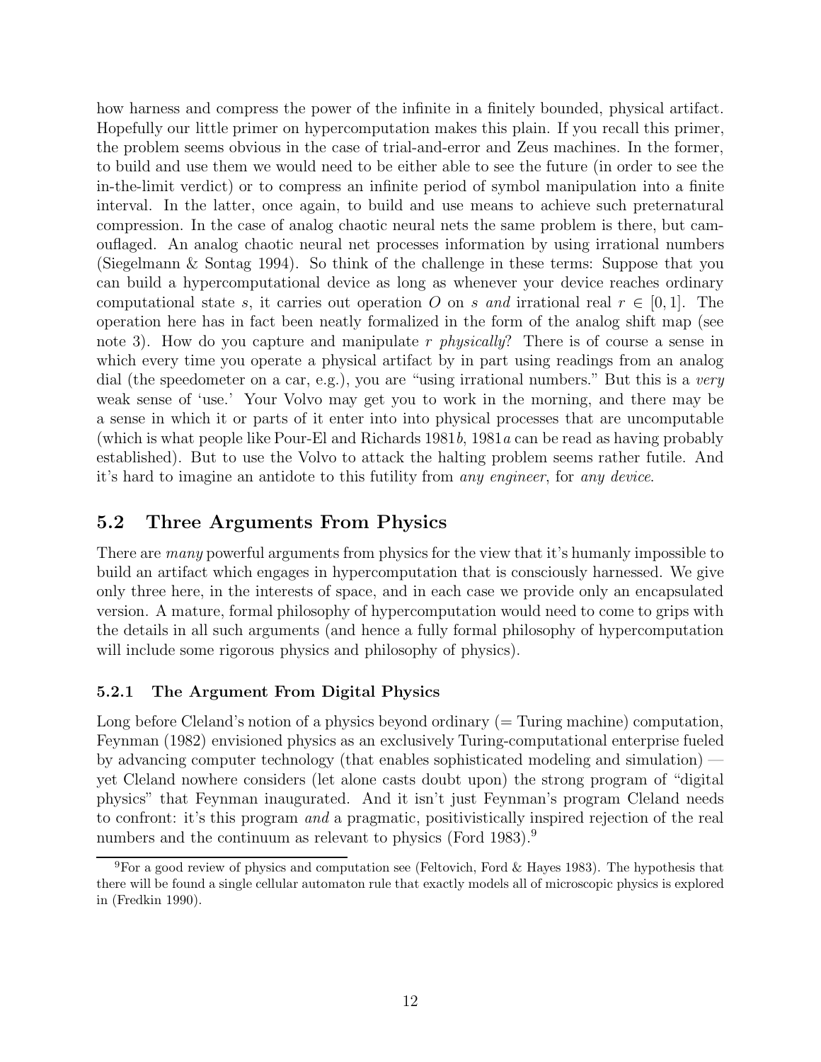how harness and compress the power of the infinite in a finitely bounded, physical artifact. Hopefully our little primer on hypercomputation makes this plain. If you recall this primer, the problem seems obvious in the case of trial-and-error and Zeus machines. In the former, to build and use them we would need to be either able to see the future (in order to see the in-the-limit verdict) or to compress an infinite period of symbol manipulation into a finite interval. In the latter, once again, to build and use means to achieve such preternatural compression. In the case of analog chaotic neural nets the same problem is there, but camouflaged. An analog chaotic neural net processes information by using irrational numbers (Siegelmann & Sontag 1994). So think of the challenge in these terms: Suppose that you can build a hypercomputational device as long as whenever your device reaches ordinary computational state $s$, it carries out operation $O$ on $s$ *and* irrational real $r \in [0, 1]$. The operation here has in fact been neatly formalized in the form of the analog shift map (see note 3). How do you capture and manipulate $r$ *physically*? There is of course a sense in which every time you operate a physical artifact by in part using readings from an analog dial (the speedometer on a car, e.g.), you are "using irrational numbers." But this is a *very* weak sense of 'use.' Your Volvo may get you to work in the morning, and there may be a sense in which it or parts of it enter into into physical processes that are uncomputable (which is what people like Pour-El and Richards 1981*b*, 1981*a* can be read as having probably established). But to use the Volvo to attack the halting problem seems rather futile. And it's hard to imagine an antidote to this futility from *any engineer*, for *any device*.

## 5.2 Three Arguments From Physics

There are *many* powerful arguments from physics for the view that it's humanly impossible to build an artifact which engages in hypercomputation that is consciously harnessed. We give only three here, in the interests of space, and in each case we provide only an encapsulated version. A mature, formal philosophy of hypercomputation would need to come to grips with the details in all such arguments (and hence a fully formal philosophy of hypercomputation will include some rigorous physics and philosophy of physics).

### 5.2.1 The Argument From Digital Physics

Long before Cleland's notion of a physics beyond ordinary (= Turing machine) computation, Feynman (1982) envisioned physics as an exclusively Turing-computational enterprise fueled by advancing computer technology (that enables sophisticated modeling and simulation) — yet Cleland nowhere considers (let alone casts doubt upon) the strong program of "digital physics" that Feynman inaugurated. And it isn't just Feynman's program Cleland needs to confront: it's this program *and* a pragmatic, positivistically inspired rejection of the real numbers and the continuum as relevant to physics (Ford 1983).[9]

[9] For a good review of physics and computation see (Feltovich, Ford & Hayes 1983). The hypothesis that there will be found a single cellular automaton rule that exactly models all of microscopic physics is explored in (Fredkin 1990).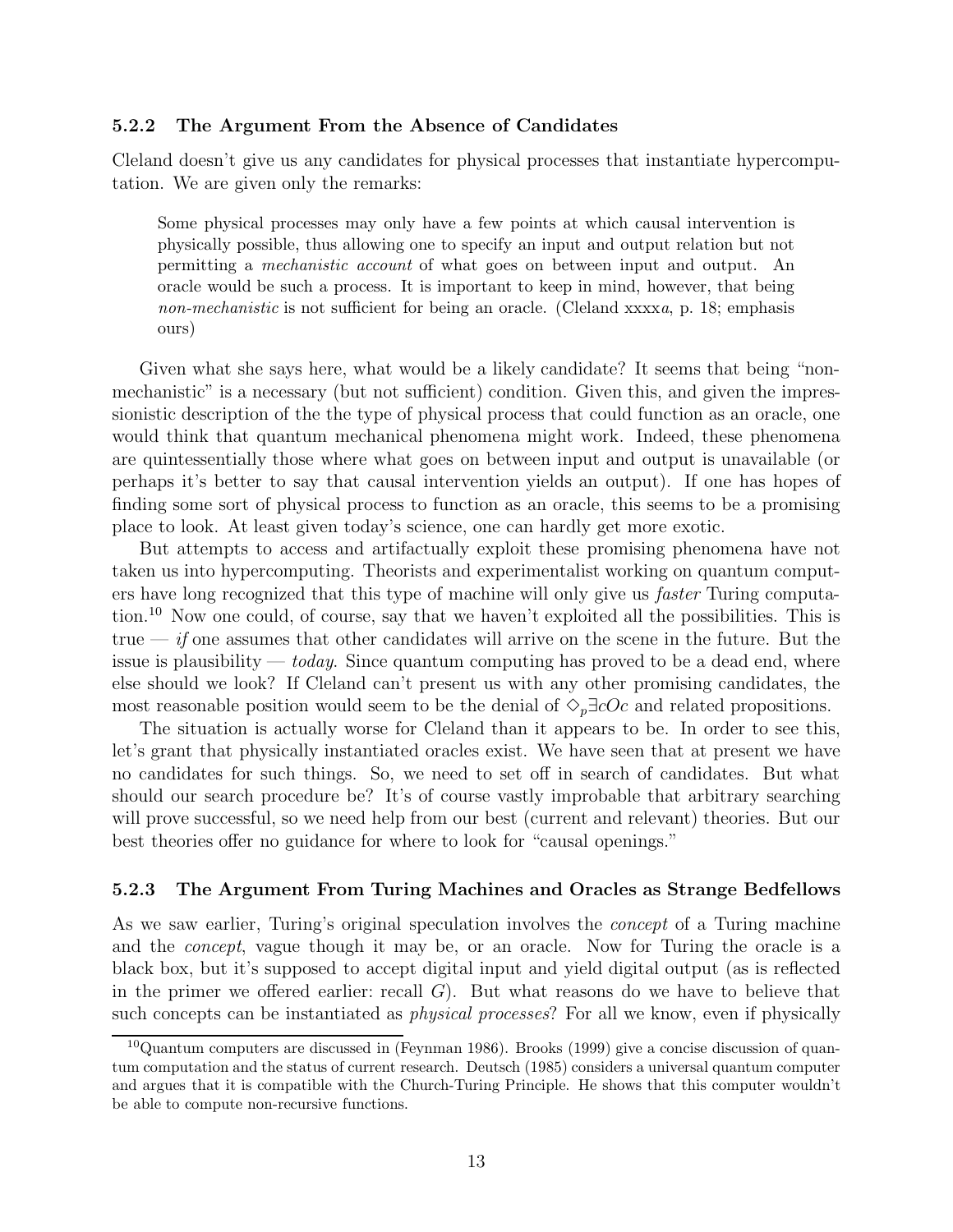### 5.2.2 The Argument From the Absence of Candidates

Cleland doesn't give us any candidates for physical processes that instantiate hypercomputation. We are given only the remarks:

> Some physical processes may only have a few points at which causal intervention is physically possible, thus allowing one to specify an input and output relation but not permitting a *mechanistic account* of what goes on between input and output. An oracle would be such a process. It is important to keep in mind, however, that being *non-mechanistic* is not sufficient for being an oracle. (Cleland xxxx*a*, p. 18; emphasis ours)

Given what she says here, what would be a likely candidate? It seems that being "non-mechanistic" is a necessary (but not sufficient) condition. Given this, and given the impressionistic description of the the type of physical process that could function as an oracle, one would think that quantum mechanical phenomena might work. Indeed, these phenomena are quintessentially those where what goes on between input and output is unavailable (or perhaps it's better to say that causal intervention yields an output). If one has hopes of finding some sort of physical process to function as an oracle, this seems to be a promising place to look. At least given today's science, one can hardly get more exotic.

But attempts to access and artifactually exploit these promising phenomena have not taken us into hypercomputing. Theorists and experimentalist working on quantum computers have long recognized that this type of machine will only give us *faster* Turing computation.[10] Now one could, of course, say that we haven't exploited all the possibilities. This is true — *if* one assumes that other candidates will arrive on the scene in the future. But the issue is plausibility — *today*. Since quantum computing has proved to be a dead end, where else should we look? If Cleland can't present us with any other promising candidates, the most reasonable position would seem to be the denial of $\Diamond_p \exists c Oc$ and related propositions.

The situation is actually worse for Cleland than it appears to be. In order to see this, let's grant that physically instantiated oracles exist. We have seen that at present we have no candidates for such things. So, we need to set off in search of candidates. But what should our search procedure be? It's of course vastly improbable that arbitrary searching will prove successful, so we need help from our best (current and relevant) theories. But our best theories offer no guidance for where to look for "causal openings."

### 5.2.3 The Argument From Turing Machines and Oracles as Strange Bedfellows

As we saw earlier, Turing's original speculation involves the *concept* of a Turing machine and the *concept*, vague though it may be, or an oracle. Now for Turing the oracle is a black box, but it's supposed to accept digital input and yield digital output (as is reflected in the primer we offered earlier: recall $G$). But what reasons do we have to believe that such concepts can be instantiated as *physical processes*? For all we know, even if physically

[10] Quantum computers are discussed in (Feynman 1986). Brooks (1999) give a concise discussion of quantum computation and the status of current research. Deutsch (1985) considers a universal quantum computer and argues that it is compatible with the Church-Turing Principle. He shows that this computer wouldn't be able to compute non-recursive functions.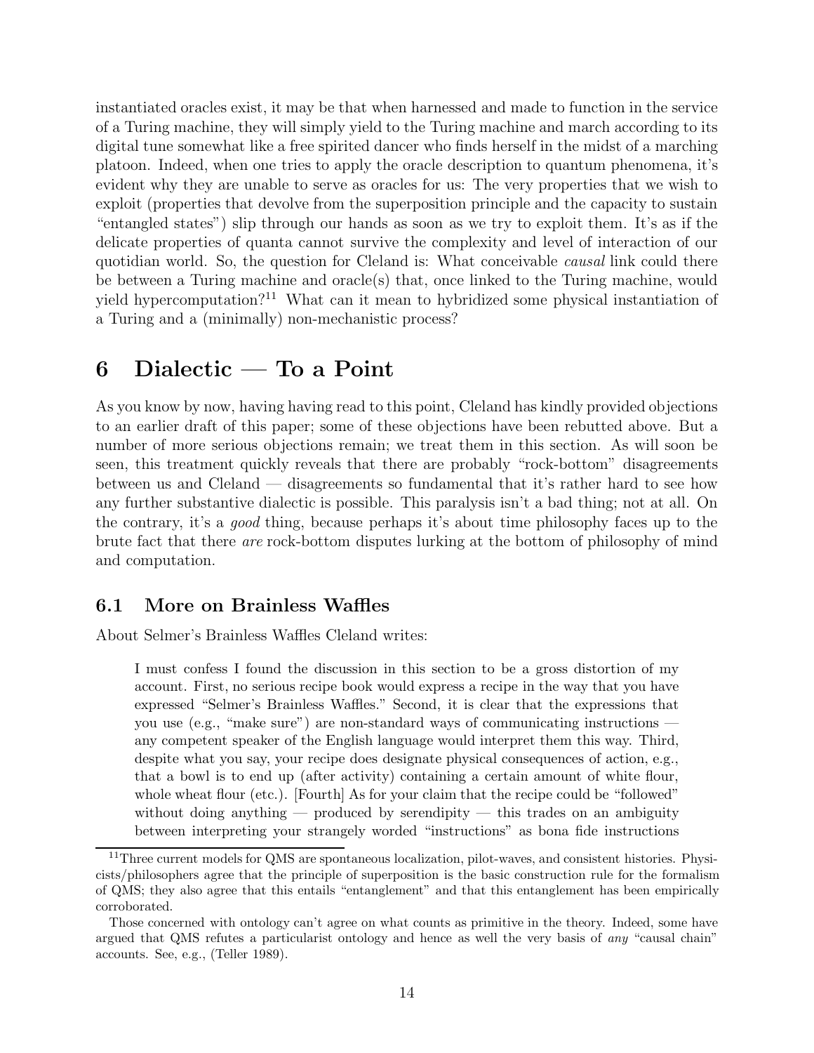instantiated oracles exist, it may be that when harnessed and made to function in the service of a Turing machine, they will simply yield to the Turing machine and march according to its digital tune somewhat like a free spirited dancer who finds herself in the midst of a marching platoon. Indeed, when one tries to apply the oracle description to quantum phenomena, it's evident why they are unable to serve as oracles for us: The very properties that we wish to exploit (properties that devolve from the superposition principle and the capacity to sustain "entangled states") slip through our hands as soon as we try to exploit them. It's as if the delicate properties of quanta cannot survive the complexity and level of interaction of our quotidian world. So, the question for Cleland is: What conceivable *causal* link could there be between a Turing machine and oracle(s) that, once linked to the Turing machine, would yield hypercomputation?[11] What can it mean to hybridized some physical instantiation of a Turing and a (minimally) non-mechanistic process?

# 6 Dialectic — To a Point

As you know by now, having having read to this point, Cleland has kindly provided objections to an earlier draft of this paper; some of these objections have been rebutted above. But a number of more serious objections remain; we treat them in this section. As will soon be seen, this treatment quickly reveals that there are probably "rock-bottom" disagreements between us and Cleland — disagreements so fundamental that it's rather hard to see how any further substantive dialectic is possible. This paralysis isn't a bad thing; not at all. On the contrary, it's a *good* thing, because perhaps it's about time philosophy faces up to the brute fact that there *are* rock-bottom disputes lurking at the bottom of philosophy of mind and computation.

## 6.1 More on Brainless Waffles

About Selmer's Brainless Waffles Cleland writes:

> I must confess I found the discussion in this section to be a gross distortion of my account. First, no serious recipe book would express a recipe in the way that you have expressed "Selmer's Brainless Waffles." Second, it is clear that the expressions that you use (e.g., "make sure") are non-standard ways of communicating instructions — any competent speaker of the English language would interpret them this way. Third, despite what you say, your recipe does designate physical consequences of action, e.g., that a bowl is to end up (after activity) containing a certain amount of white flour, whole wheat flour (etc.). [Fourth] As for your claim that the recipe could be "followed" without doing anything — produced by serendipity — this trades on an ambiguity between interpreting your strangely worded "instructions" as bona fide instructions

[11] Three current models for QMS are spontaneous localization, pilot-waves, and consistent histories. Physicists/philosophers agree that the principle of superposition is the basic construction rule for the formalism of QMS; they also agree that this entails "entanglement" and that this entanglement has been empirically corroborated.

Those concerned with ontology can't agree on what counts as primitive in the theory. Indeed, some have argued that QMS refutes a particularist ontology and hence as well the very basis of *any* "causal chain" accounts. See, e.g., (Teller 1989).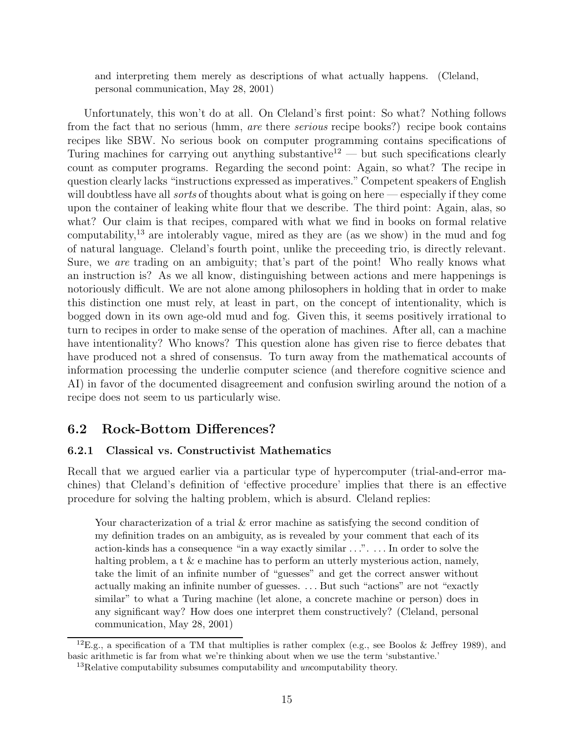> and interpreting them merely as descriptions of what actually happens. (Cleland, personal communication, May 28, 2001)

Unfortunately, this won't do at all. On Cleland's first point: So what? Nothing follows from the fact that no serious (hmm, *are* there *serious* recipe books?) recipe book contains recipes like SBW. No serious book on computer programming contains specifications of Turing machines for carrying out anything substantive[12] — but such specifications clearly count as computer programs. Regarding the second point: Again, so what? The recipe in question clearly lacks "instructions expressed as imperatives." Competent speakers of English will doubtless have all *sorts* of thoughts about what is going on here — especially if they come upon the container of leaking white flour that we describe. The third point: Again, alas, so what? Our claim is that recipes, compared with what we find in books on formal relative computability,[13] are intolerably vague, mired as they are (as we show) in the mud and fog of natural language. Cleland's fourth point, unlike the preceeding trio, is directly relevant. Sure, we *are* trading on an ambiguity; that's part of the point! Who really knows what an instruction is? As we all know, distinguishing between actions and mere happenings is notoriously difficult. We are not alone among philosophers in holding that in order to make this distinction one must rely, at least in part, on the concept of intentionality, which is bogged down in its own age-old mud and fog. Given this, it seems positively irrational to turn to recipes in order to make sense of the operation of machines. After all, can a machine have intentionality? Who knows? This question alone has given rise to fierce debates that have produced not a shred of consensus. To turn away from the mathematical accounts of information processing the underlie computer science (and therefore cognitive science and AI) in favor of the documented disagreement and confusion swirling around the notion of a recipe does not seem to us particularly wise.

## 6.2 Rock-Bottom Differences?

### 6.2.1 Classical vs. Constructivist Mathematics

Recall that we argued earlier via a particular type of hypercomputer (trial-and-error machines) that Cleland's definition of 'effective procedure' implies that there is an effective procedure for solving the halting problem, which is absurd. Cleland replies:

> Your characterization of a trial & error machine as satisfying the second condition of my definition trades on an ambiguity, as is revealed by your comment that each of its action-kinds has a consequence "in a way exactly similar . . .". . . . In order to solve the halting problem, a t & e machine has to perform an utterly mysterious action, namely, take the limit of an infinite number of "guesses" and get the correct answer without actually making an infinite number of guesses. . . . But such "actions" are not "exactly similar" to what a Turing machine (let alone, a concrete machine or person) does in any significant way? How does one interpret them constructively? (Cleland, personal communication, May 28, 2001)

---

[12] E.g., a specification of a TM that multiplies is rather complex (e.g., see Boolos & Jeffrey 1989), and basic arithmetic is far from what we're thinking about when we use the term 'substantive.'

[13] Relative computability subsumes computability and *un*computability theory.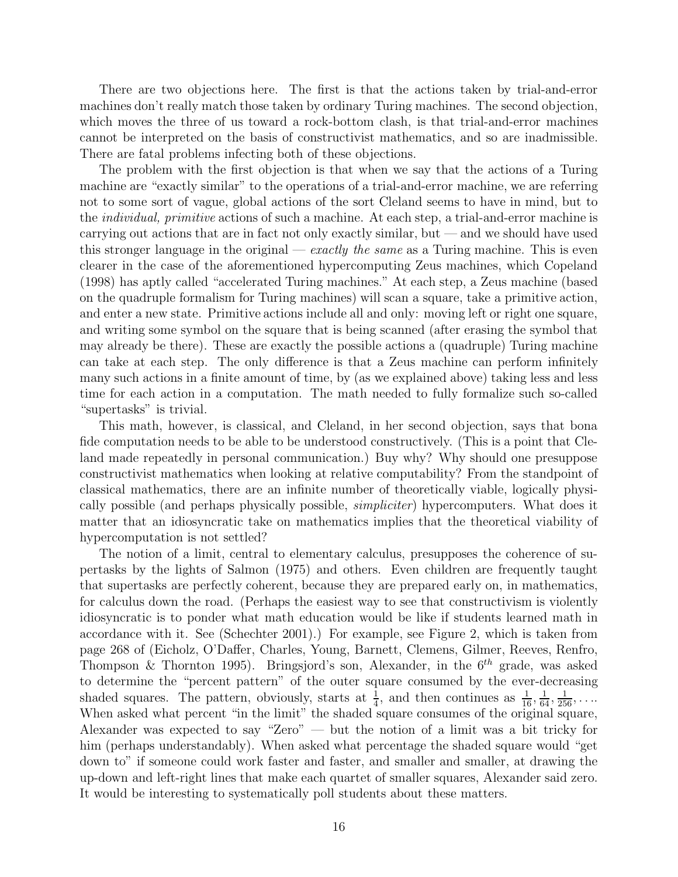There are two objections here. The first is that the actions taken by trial-and-error machines don't really match those taken by ordinary Turing machines. The second objection, which moves the three of us toward a rock-bottom clash, is that trial-and-error machines cannot be interpreted on the basis of constructivist mathematics, and so are inadmissible. There are fatal problems infecting both of these objections.

The problem with the first objection is that when we say that the actions of a Turing machine are "exactly similar" to the operations of a trial-and-error machine, we are referring not to some sort of vague, global actions of the sort Cleland seems to have in mind, but to the *individual, primitive* actions of such a machine. At each step, a trial-and-error machine is carrying out actions that are in fact not only exactly similar, but — and we should have used this stronger language in the original — *exactly the same* as a Turing machine. This is even clearer in the case of the aforementioned hypercomputing Zeus machines, which Copeland (1998) has aptly called "accelerated Turing machines." At each step, a Zeus machine (based on the quadruple formalism for Turing machines) will scan a square, take a primitive action, and enter a new state. Primitive actions include all and only: moving left or right one square, and writing some symbol on the square that is being scanned (after erasing the symbol that may already be there). These are exactly the possible actions a (quadruple) Turing machine can take at each step. The only difference is that a Zeus machine can perform infinitely many such actions in a finite amount of time, by (as we explained above) taking less and less time for each action in a computation. The math needed to fully formalize such so-called "supertasks" is trivial.

This math, however, is classical, and Cleland, in her second objection, says that bona fide computation needs to be able to be understood constructively. (This is a point that Cleland made repeatedly in personal communication.) Buy why? Why should one presuppose constructivist mathematics when looking at relative computability? From the standpoint of classical mathematics, there are an infinite number of theoretically viable, logically physically possible (and perhaps physically possible, *simpliciter*) hypercomputers. What does it matter that an idiosyncratic take on mathematics implies that the theoretical viability of hypercomputation is not settled?

The notion of a limit, central to elementary calculus, presupposes the coherence of supertasks by the lights of Salmon (1975) and others. Even children are frequently taught that supertasks are perfectly coherent, because they are prepared early on, in mathematics, for calculus down the road. (Perhaps the easiest way to see that constructivism is violently idiosyncratic is to ponder what math education would be like if students learned math in accordance with it. See (Schechter 2001).) For example, see Figure 2, which is taken from page 268 of (Eicholz, O'Daffer, Charles, Young, Barnett, Clemens, Gilmer, Reeves, Renfro, Thompson & Thornton 1995). Bringsjord's son, Alexander, in the $6^{th}$ grade, was asked to determine the "percent pattern" of the outer square consumed by the ever-decreasing shaded squares. The pattern, obviously, starts at $\frac{1}{4}$, and then continues as $\frac{1}{16}, \frac{1}{64}, \frac{1}{256}, \ldots$. When asked what percent "in the limit" the shaded square consumes of the original square, Alexander was expected to say "Zero" — but the notion of a limit was a bit tricky for him (perhaps understandably). When asked what percentage the shaded square would "get down to" if someone could work faster and faster, and smaller and smaller, at drawing the up-down and left-right lines that make each quartet of smaller squares, Alexander said zero. It would be interesting to systematically poll students about these matters.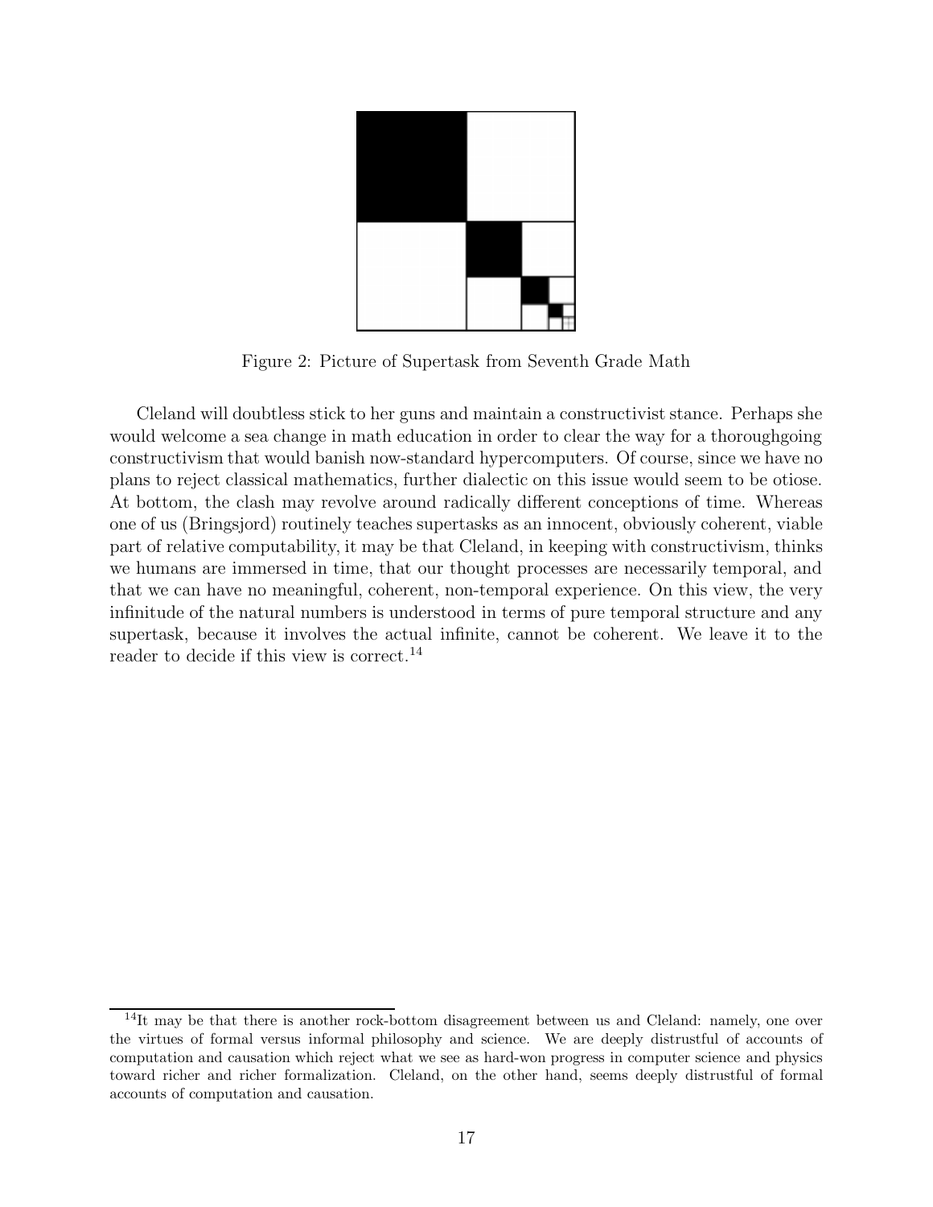Figure 2: Picture of Supertask from Seventh Grade Math

Cleland will doubtless stick to her guns and maintain a constructivist stance. Perhaps she would welcome a sea change in math education in order to clear the way for a thoroughgoing constructivism that would banish now-standard hypercomputers. Of course, since we have no plans to reject classical mathematics, further dialectic on this issue would seem to be otiose. At bottom, the clash may revolve around radically different conceptions of time. Whereas one of us (Bringsjord) routinely teaches supertasks as an innocent, obviously coherent, viable part of relative computability, it may be that Cleland, in keeping with constructivism, thinks we humans are immersed in time, that our thought processes are necessarily temporal, and that we can have no meaningful, coherent, non-temporal experience. On this view, the very infinitude of the natural numbers is understood in terms of pure temporal structure and any supertask, because it involves the actual infinite, cannot be coherent. We leave it to the reader to decide if this view is correct.[14]

---

[14] It may be that there is another rock-bottom disagreement between us and Cleland: namely, one over the virtues of formal versus informal philosophy and science. We are deeply distrustful of accounts of computation and causation which reject what we see as hard-won progress in computer science and physics toward richer and richer formalization. Cleland, on the other hand, seems deeply distrustful of formal accounts of computation and causation.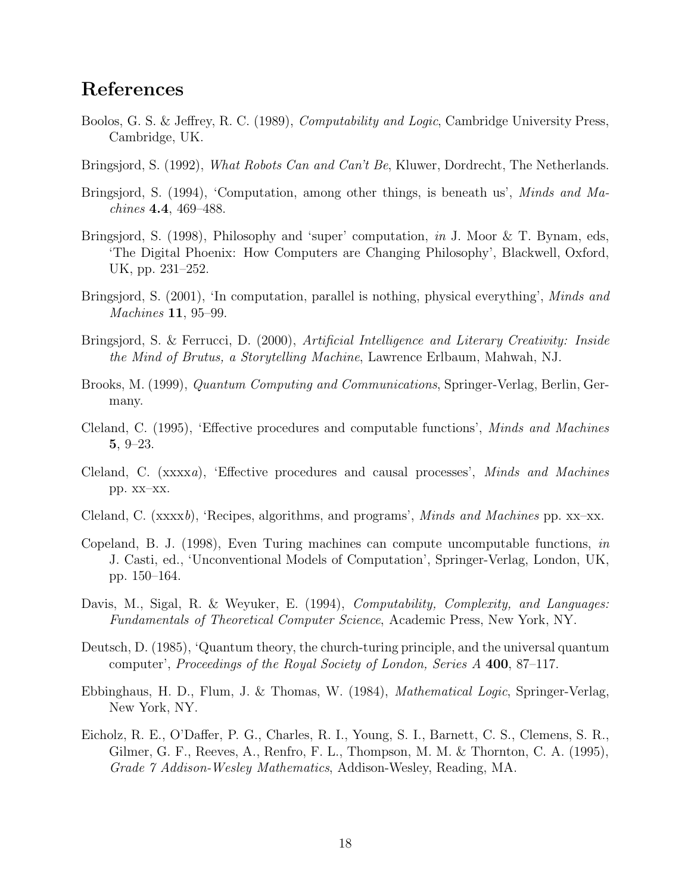## References

Boolos, G. S. & Jeffrey, R. C. (1989), *Computability and Logic*, Cambridge University Press, Cambridge, UK.

Bringsjord, S. (1992), *What Robots Can and Can't Be*, Kluwer, Dordrecht, The Netherlands.

Bringsjord, S. (1994), 'Computation, among other things, is beneath us', *Minds and Machines* **4.4**, 469–488.

Bringsjord, S. (1998), Philosophy and 'super' computation, *in* J. Moor & T. Bynam, eds, 'The Digital Phoenix: How Computers are Changing Philosophy', Blackwell, Oxford, UK, pp. 231–252.

Bringsjord, S. (2001), 'In computation, parallel is nothing, physical everything', *Minds and Machines* **11**, 95–99.

Bringsjord, S. & Ferrucci, D. (2000), *Artificial Intelligence and Literary Creativity: Inside the Mind of Brutus, a Storytelling Machine*, Lawrence Erlbaum, Mahwah, NJ.

Brooks, M. (1999), *Quantum Computing and Communications*, Springer-Verlag, Berlin, Germany.

Cleland, C. (1995), 'Effective procedures and computable functions', *Minds and Machines* **5**, 9–23.

Cleland, C. (xxxx*a*), 'Effective procedures and causal processes', *Minds and Machines* pp. xx–xx.

Cleland, C. (xxxx*b*), 'Recipes, algorithms, and programs', *Minds and Machines* pp. xx–xx.

Copeland, B. J. (1998), Even Turing machines can compute uncomputable functions, *in* J. Casti, ed., 'Unconventional Models of Computation', Springer-Verlag, London, UK, pp. 150–164.

Davis, M., Sigal, R. & Weyuker, E. (1994), *Computability, Complexity, and Languages: Fundamentals of Theoretical Computer Science*, Academic Press, New York, NY.

Deutsch, D. (1985), 'Quantum theory, the church-turing principle, and the universal quantum computer', *Proceedings of the Royal Society of London, Series A* **400**, 87–117.

Ebbinghaus, H. D., Flum, J. & Thomas, W. (1984), *Mathematical Logic*, Springer-Verlag, New York, NY.

Eicholz, R. E., O'Daffer, P. G., Charles, R. I., Young, S. I., Barnett, C. S., Clemens, S. R., Gilmer, G. F., Reeves, A., Renfro, F. L., Thompson, M. M. & Thornton, C. A. (1995), *Grade 7 Addison-Wesley Mathematics*, Addison-Wesley, Reading, MA.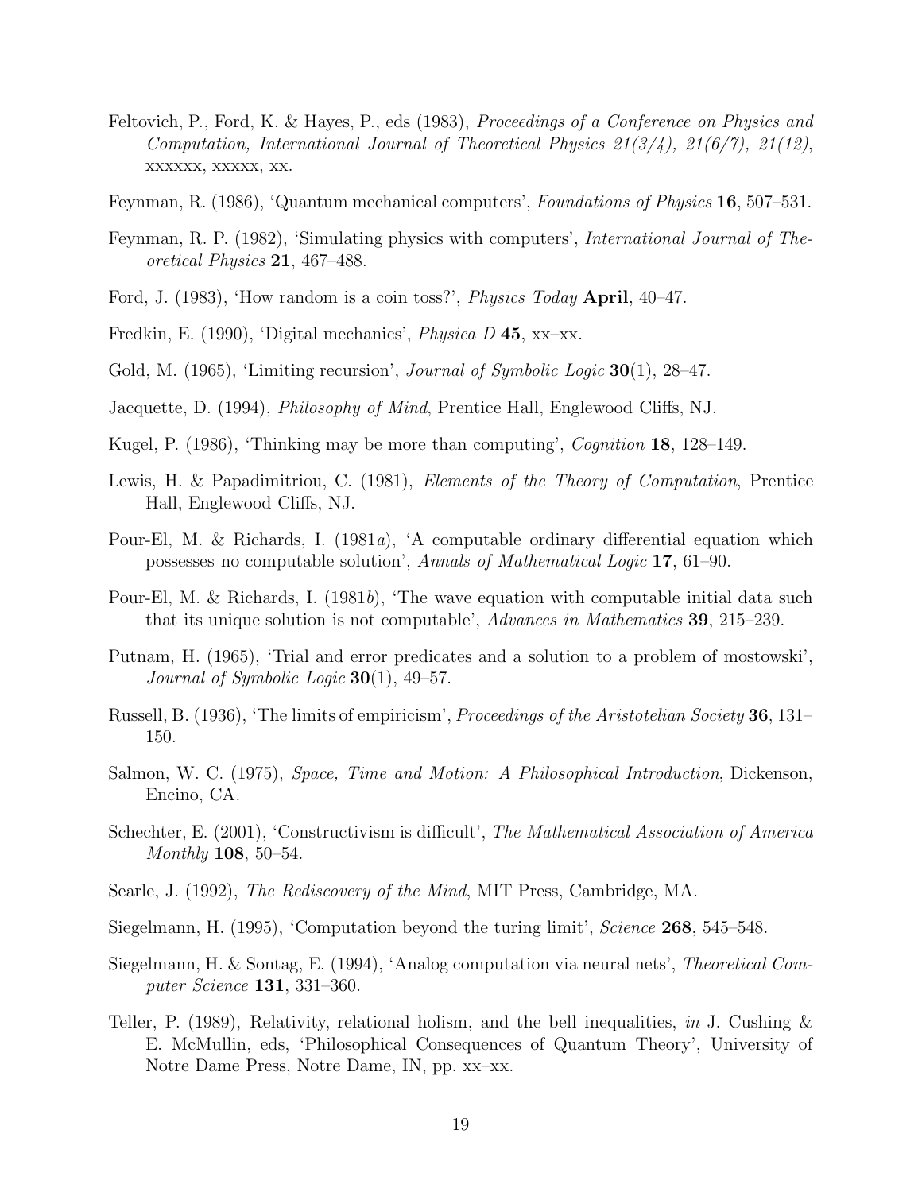Feltovich, P., Ford, K. & Hayes, P., eds (1983), *Proceedings of a Conference on Physics and Computation, International Journal of Theoretical Physics 21(3/4), 21(6/7), 21(12)*, xxxxxx, xxxxx, xx.

Feynman, R. (1986), 'Quantum mechanical computers', *Foundations of Physics* **16**, 507–531.

Feynman, R. P. (1982), 'Simulating physics with computers', *International Journal of Theoretical Physics* **21**, 467–488.

Ford, J. (1983), 'How random is a coin toss?', *Physics Today* **April**, 40–47.

Fredkin, E. (1990), 'Digital mechanics', *Physica D* **45**, xx–xx.

Gold, M. (1965), 'Limiting recursion', *Journal of Symbolic Logic* **30**(1), 28–47.

Jacquette, D. (1994), *Philosophy of Mind*, Prentice Hall, Englewood Cliffs, NJ.

Kugel, P. (1986), 'Thinking may be more than computing', *Cognition* **18**, 128–149.

Lewis, H. & Papadimitriou, C. (1981), *Elements of the Theory of Computation*, Prentice Hall, Englewood Cliffs, NJ.

Pour-El, M. & Richards, I. (1981*a*), 'A computable ordinary differential equation which possesses no computable solution', *Annals of Mathematical Logic* **17**, 61–90.

Pour-El, M. & Richards, I. (1981*b*), 'The wave equation with computable initial data such that its unique solution is not computable', *Advances in Mathematics* **39**, 215–239.

Putnam, H. (1965), 'Trial and error predicates and a solution to a problem of mostowski', *Journal of Symbolic Logic* **30**(1), 49–57.

Russell, B. (1936), 'The limits of empiricism', *Proceedings of the Aristotelian Society* **36**, 131–150.

Salmon, W. C. (1975), *Space, Time and Motion: A Philosophical Introduction*, Dickenson, Encino, CA.

Schechter, E. (2001), 'Constructivism is difficult', *The Mathematical Association of America Monthly* **108**, 50–54.

Searle, J. (1992), *The Rediscovery of the Mind*, MIT Press, Cambridge, MA.

Siegelmann, H. (1995), 'Computation beyond the turing limit', *Science* **268**, 545–548.

Siegelmann, H. & Sontag, E. (1994), 'Analog computation via neural nets', *Theoretical Computer Science* **131**, 331–360.

Teller, P. (1989), Relativity, relational holism, and the bell inequalities, *in* J. Cushing & E. McMullin, eds, 'Philosophical Consequences of Quantum Theory', University of Notre Dame Press, Notre Dame, IN, pp. xx–xx.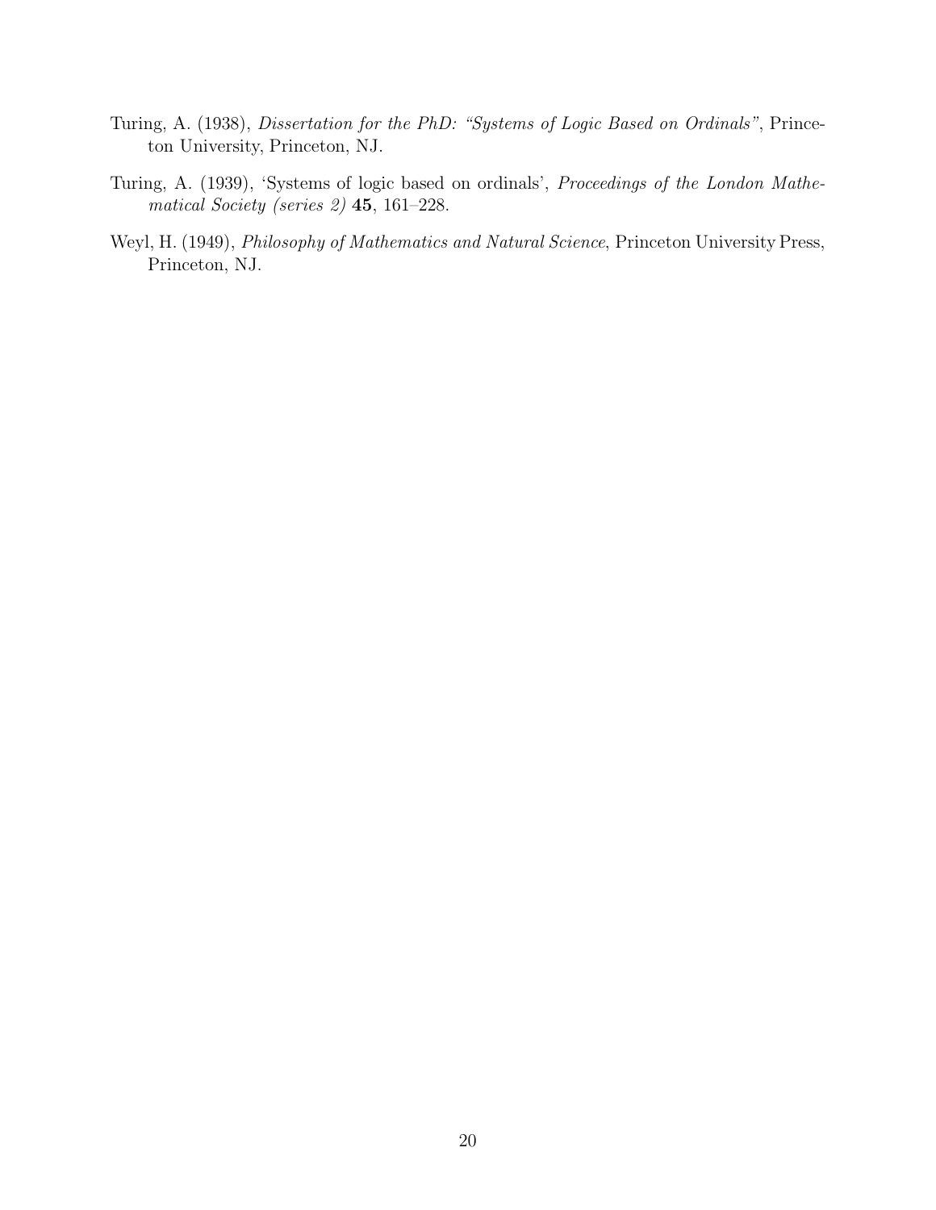Turing, A. (1938), *Dissertation for the PhD: "Systems of Logic Based on Ordinals"*, Princeton University, Princeton, NJ.

Turing, A. (1939), 'Systems of logic based on ordinals', *Proceedings of the London Mathematical Society (series 2)* **45**, 161–228.

Weyl, H. (1949), *Philosophy of Mathematics and Natural Science*, Princeton University Press, Princeton, NJ.